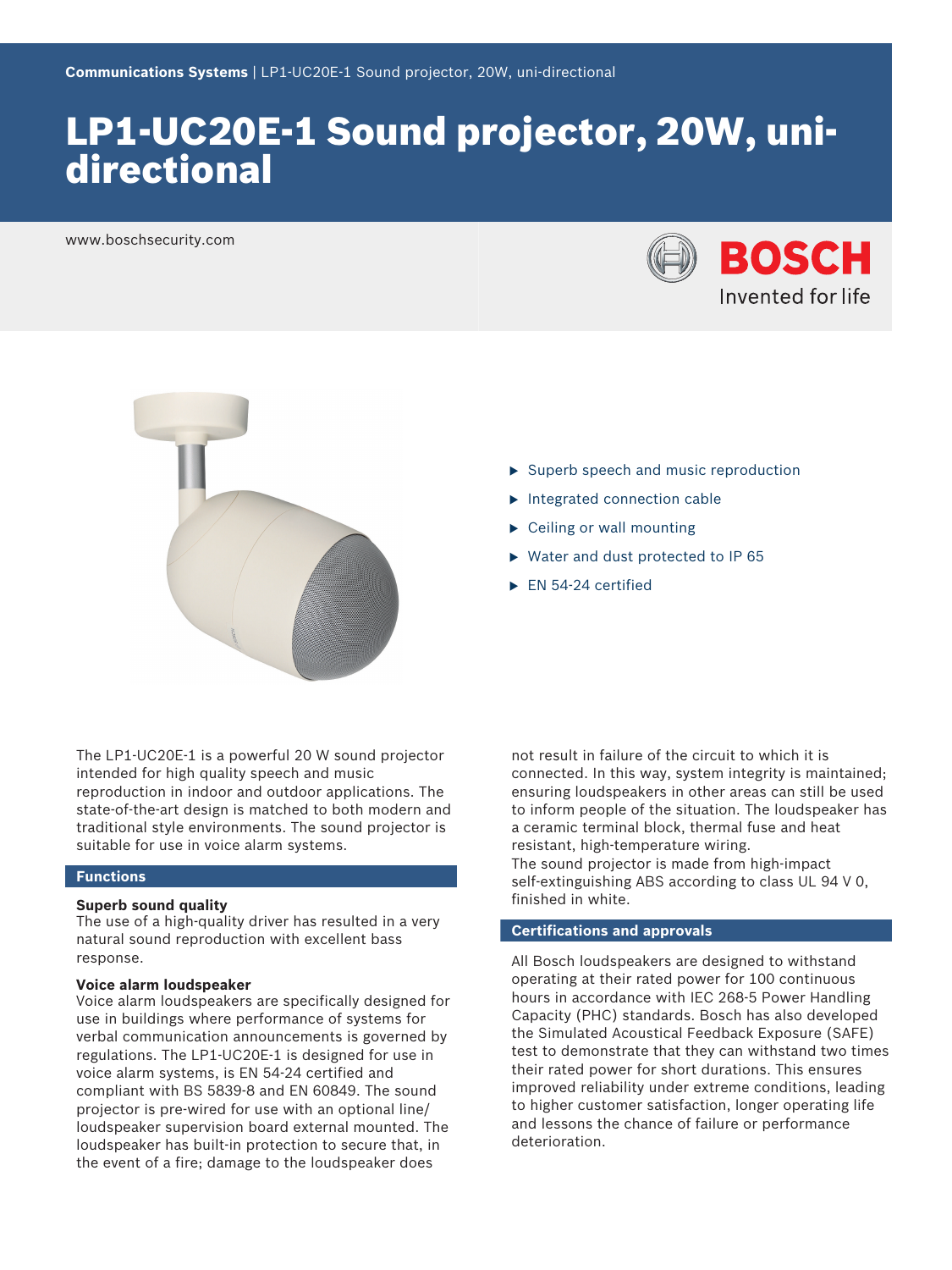# LP1-UC20E-1 Sound projector, 20W, uni-directional

www.boschsecurity.com

- Superb speech and music reproduction
- Integrated connection cable
- Ceiling or wall mounting
- Water and dust protected to IP 65
- EN 54-24 certified

The LP1-UC20E-1 is a powerful 20 W sound projector intended for high quality speech and music reproduction in indoor and outdoor applications. The state-of-the-art design is matched to both modern and traditional style environments. The sound projector is suitable for use in voice alarm systems.

## Functions

### Superb sound quality

The use of a high-quality driver has resulted in a very natural sound reproduction with excellent bass response.

### Voice alarm loudspeaker

Voice alarm loudspeakers are specifically designed for use in buildings where performance of systems for verbal communication announcements is governed by regulations. The LP1-UC20E-1 is designed for use in voice alarm systems, is EN 54-24 certified and compliant with BS 5839-8 and EN 60849. The sound projector is pre-wired for use with an optional line/loudspeaker supervision board external mounted. The loudspeaker has built-in protection to secure that, in the event of a fire; damage to the loudspeaker does not result in failure of the circuit to which it is connected. In this way, system integrity is maintained; ensuring loudspeakers in other areas can still be used to inform people of the situation. The loudspeaker has a ceramic terminal block, thermal fuse and heat resistant, high-temperature wiring.
The sound projector is made from high-impact self-extinguishing ABS according to class UL 94 V 0, finished in white.

## Certifications and approvals

All Bosch loudspeakers are designed to withstand operating at their rated power for 100 continuous hours in accordance with IEC 268-5 Power Handling Capacity (PHC) standards. Bosch has also developed the Simulated Acoustical Feedback Exposure (SAFE) test to demonstrate that they can withstand two times their rated power for short durations. This ensures improved reliability under extreme conditions, leading to higher customer satisfaction, longer operating life and lessons the chance of failure or performance deterioration.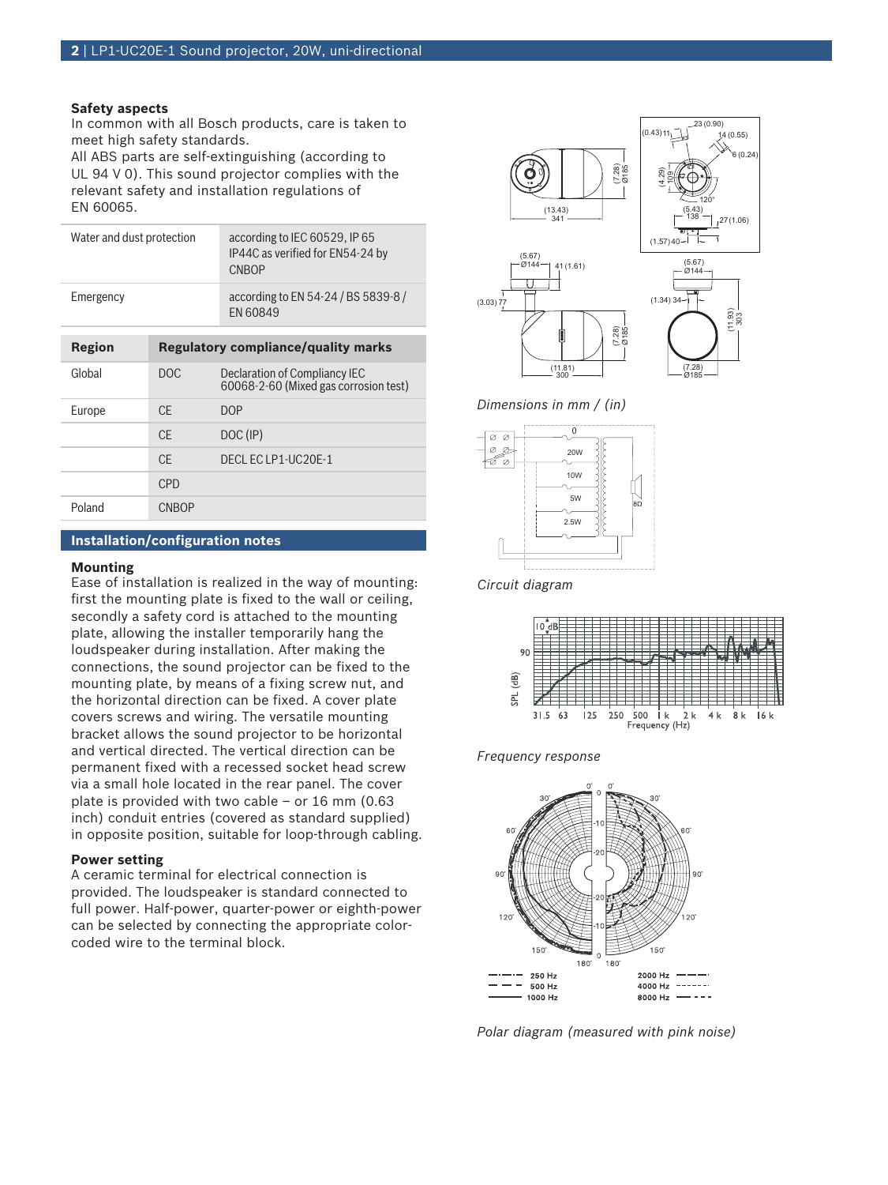### Safety aspects

In common with all Bosch products, care is taken to meet high safety standards.
All ABS parts are self-extinguishing (according to UL 94 V 0). This sound projector complies with the relevant safety and installation regulations of EN 60065.

| | |
|---|---|
| Water and dust protection | according to IEC 60529, IP 65 IP44C as verified for EN54-24 by CNBOP |
| Emergency | according to EN 54-24 / BS 5839-8 / EN 60849 |

| Region | Regulatory compliance/quality marks | |
|---|---|---|
| Global | DOC | Declaration of Compliancy IEC 60068-2-60 (Mixed gas corrosion test) |
| Europe | CE | DOP |
| | CE | DOC (IP) |
| | CE | DECL EC LP1-UC20E-1 |
| | CPD | |
| Poland | CNBOP | |

## Installation/configuration notes

### Mounting

Ease of installation is realized in the way of mounting: first the mounting plate is fixed to the wall or ceiling, secondly a safety cord is attached to the mounting plate, allowing the installer temporarily hang the loudspeaker during installation. After making the connections, the sound projector can be fixed to the mounting plate, by means of a fixing screw nut, and the horizontal direction can be fixed. A cover plate covers screws and wiring. The versatile mounting bracket allows the sound projector to be horizontal and vertical directed. The vertical direction can be permanent fixed with a recessed socket head screw via a small hole located in the rear panel. The cover plate is provided with two cable – or 16 mm (0.63 inch) conduit entries (covered as standard supplied) in opposite position, suitable for loop-through cabling.

### Power setting

A ceramic terminal for electrical connection is provided. The loudspeaker is standard connected to full power. Half-power, quarter-power or eighth-power can be selected by connecting the appropriate color-coded wire to the terminal block.

*Dimensions in mm / (in)*

*Circuit diagram*

*Frequency response*

*Polar diagram (measured with pink noise)*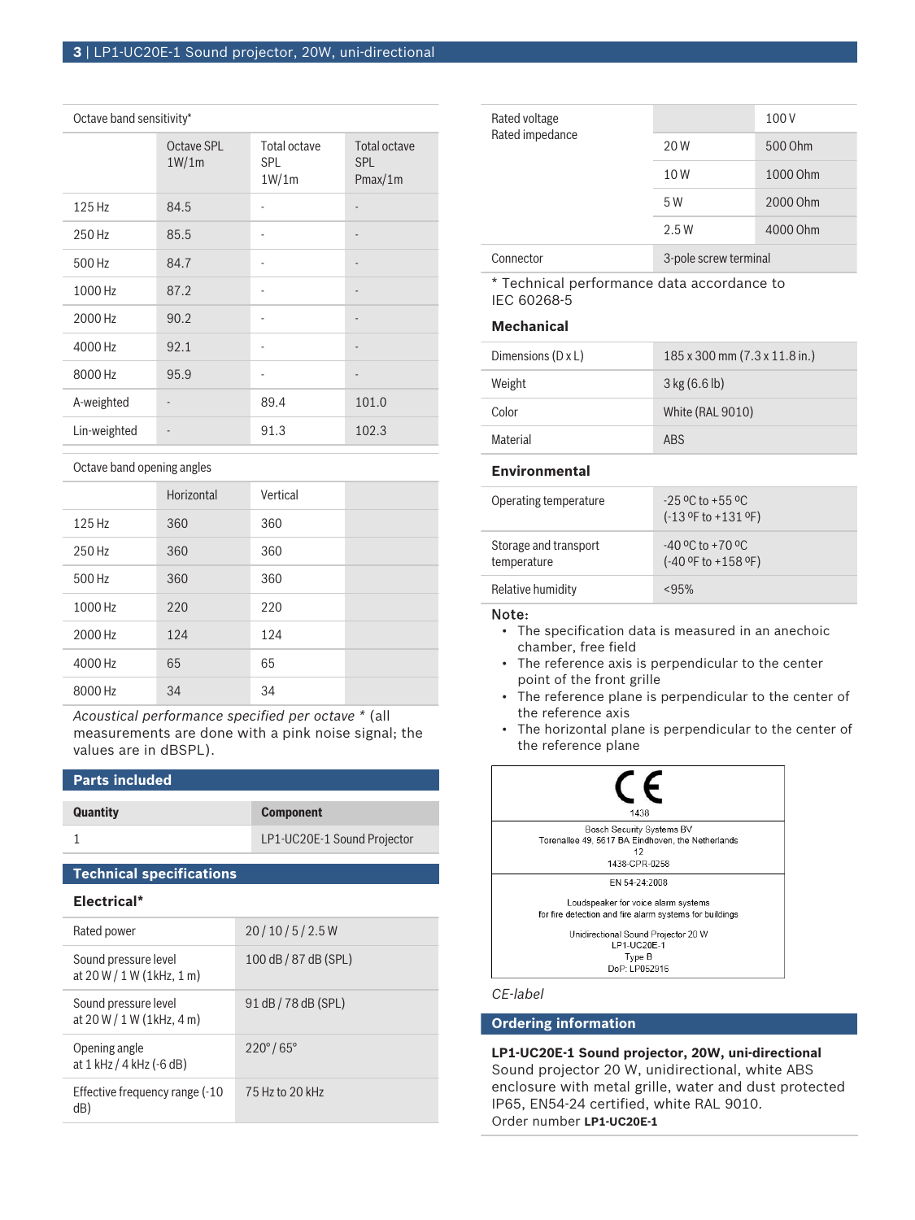| Octave band sensitivity* | | | |
|---|---|---|---|
| | Octave SPL 1W/1m | Total octave SPL 1W/1m | Total octave SPL Pmax/1m |
| 125 Hz | 84.5 | - | - |
| 250 Hz | 85.5 | - | - |
| 500 Hz | 84.7 | - | - |
| 1000 Hz | 87.2 | - | - |
| 2000 Hz | 90.2 | - | - |
| 4000 Hz | 92.1 | - | - |
| 8000 Hz | 95.9 | - | - |
| A-weighted | - | 89.4 | 101.0 |
| Lin-weighted | - | 91.3 | 102.3 |

| Octave band opening angles | | |
|---|---|---|
| | Horizontal | Vertical |
| 125 Hz | 360 | 360 |
| 250 Hz | 360 | 360 |
| 500 Hz | 360 | 360 |
| 1000 Hz | 220 | 220 |
| 2000 Hz | 124 | 124 |
| 4000 Hz | 65 | 65 |
| 8000 Hz | 34 | 34 |

*Acoustical performance specified per octave ** (all measurements are done with a pink noise signal; the values are in dBSPL).

## Parts included

| Quantity | Component |
|---|---|
| 1 | LP1-UC20E-1 Sound Projector |

## Technical specifications

### Electrical*

| | |
|---|---|
| Rated power | 20 / 10 / 5 / 2.5 W |
| Sound pressure level at 20 W / 1 W (1kHz, 1 m) | 100 dB / 87 dB (SPL) |
| Sound pressure level at 20 W / 1 W (1kHz, 4 m) | 91 dB / 78 dB (SPL) |
| Opening angle at 1 kHz / 4 kHz (-6 dB) | 220° / 65° |
| Effective frequency range (-10 dB) | 75 Hz to 20 kHz |
| Rated voltage | | 100 V |
| Rated impedance | 20 W | 500 Ohm |
| | 10 W | 1000 Ohm |
| | 5 W | 2000 Ohm |
| | 2.5 W | 4000 Ohm |
| Connector | 3-pole screw terminal | |

\* Technical performance data accordance to IEC 60268-5

### Mechanical

| | |
|---|---|
| Dimensions (D x L) | 185 x 300 mm (7.3 x 11.8 in.) |
| Weight | 3 kg (6.6 lb) |
| Color | White (RAL 9010) |
| Material | ABS |

### Environmental

| | |
|---|---|
| Operating temperature | -25 ºC to +55 ºC (-13 ºF to +131 ºF) |
| Storage and transport temperature | -40 ºC to +70 ºC (-40 ºF to +158 ºF) |
| Relative humidity | <95% |

**Note:**

- The specification data is measured in an anechoic chamber, free field
- The reference axis is perpendicular to the center point of the front grille
- The reference plane is perpendicular to the center of the reference axis
- The horizontal plane is perpendicular to the center of the reference plane

CE
1438

Bosch Security Systems BV
Torenallee 49, 5617 BA Eindhoven, the Netherlands
12
1438-CPR-0258

EN 54-24:2008

Loudspeaker for voice alarm systems
for fire detection and fire alarm systems for buildings

Unidirectional Sound Projector 20 W
LP1-UC20E-1
Type B
DoP: LP052916

*CE-label*

## Ordering information

**LP1-UC20E-1 Sound projector, 20W, uni-directional**
Sound projector 20 W, unidirectional, white ABS enclosure with metal grille, water and dust protected IP65, EN54-24 certified, white RAL 9010.
Order number **LP1-UC20E-1**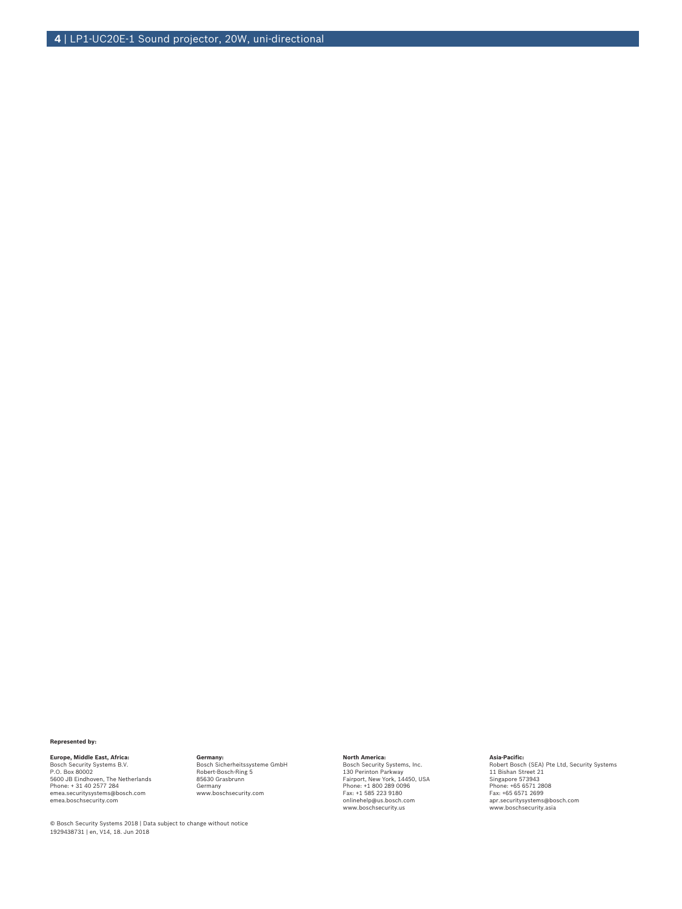**Represented by:**

**Europe, Middle East, Africa:**
Bosch Security Systems B.V.
P.O. Box 80002
5600 JB Eindhoven, The Netherlands
Phone: + 31 40 2577 284
emea.securitysystems@bosch.com
emea.boschsecurity.com

**Germany:**
Bosch Sicherheitssysteme GmbH
Robert-Bosch-Ring 5
85630 Grasbrunn
Germany
www.boschsecurity.com

**North America:**
Bosch Security Systems, Inc.
130 Perinton Parkway
Fairport, New York, 14450, USA
Phone: +1 800 289 0096
Fax: +1 585 223 9180
onlinehelp@us.bosch.com
www.boschsecurity.us

**Asia-Pacific:**
Robert Bosch (SEA) Pte Ltd, Security Systems
11 Bishan Street 21
Singapore 573943
Phone: +65 6571 2808
Fax: +65 6571 2699
apr.securitysystems@bosch.com
www.boschsecurity.asia

© Bosch Security Systems 2018 | Data subject to change without notice
1929438731 | en, V14, 18. Jun 2018